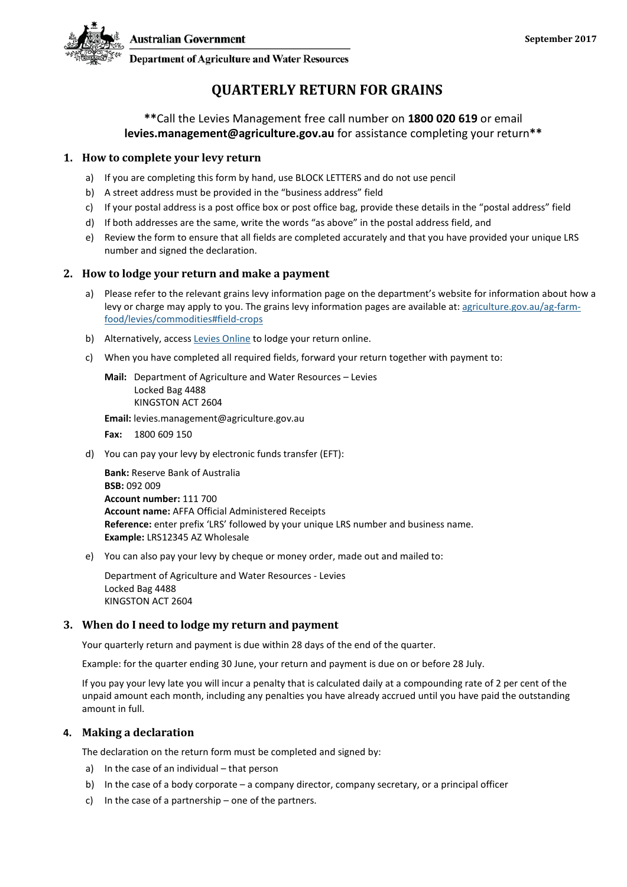Australian Government

Department of Agriculture and Water Resources

September 2017

# QUARTERLY RETURN FOR GRAINS

**Call the Levies Management free call number on **1800 020 619** or email **levies.management@agriculture.gov.au** for assistance completing your return**

## 1. How to complete your levy return

a) If you are completing this form by hand, use BLOCK LETTERS and do not use pencil

b) A street address must be provided in the "business address" field

c) If your postal address is a post office box or post office bag, provide these details in the "postal address" field

d) If both addresses are the same, write the words "as above" in the postal address field, and

e) Review the form to ensure that all fields are completed accurately and that you have provided your unique LRS number and signed the declaration.

## 2. How to lodge your return and make a payment

a) Please refer to the relevant grains levy information page on the department's website for information about how a levy or charge may apply to you. The grains levy information pages are available at: agriculture.gov.au/ag-farm-food/levies/commodities#field-crops

b) Alternatively, access Levies Online to lodge your return online.

c) When you have completed all required fields, forward your return together with payment to:

**Mail:** Department of Agriculture and Water Resources – Levies
Locked Bag 4488
KINGSTON ACT 2604

**Email:** levies.management@agriculture.gov.au

**Fax:** 1800 609 150

d) You can pay your levy by electronic funds transfer (EFT):

**Bank:** Reserve Bank of Australia
**BSB:** 092 009
**Account number:** 111 700
**Account name:** AFFA Official Administered Receipts
**Reference:** enter prefix 'LRS' followed by your unique LRS number and business name.
**Example:** LRS12345 AZ Wholesale

e) You can also pay your levy by cheque or money order, made out and mailed to:

Department of Agriculture and Water Resources - Levies
Locked Bag 4488
KINGSTON ACT 2604

## 3. When do I need to lodge my return and payment

Your quarterly return and payment is due within 28 days of the end of the quarter.

Example: for the quarter ending 30 June, your return and payment is due on or before 28 July.

If you pay your levy late you will incur a penalty that is calculated daily at a compounding rate of 2 per cent of the unpaid amount each month, including any penalties you have already accrued until you have paid the outstanding amount in full.

## 4. Making a declaration

The declaration on the return form must be completed and signed by:

a) In the case of an individual – that person

b) In the case of a body corporate – a company director, company secretary, or a principal officer

c) In the case of a partnership – one of the partners.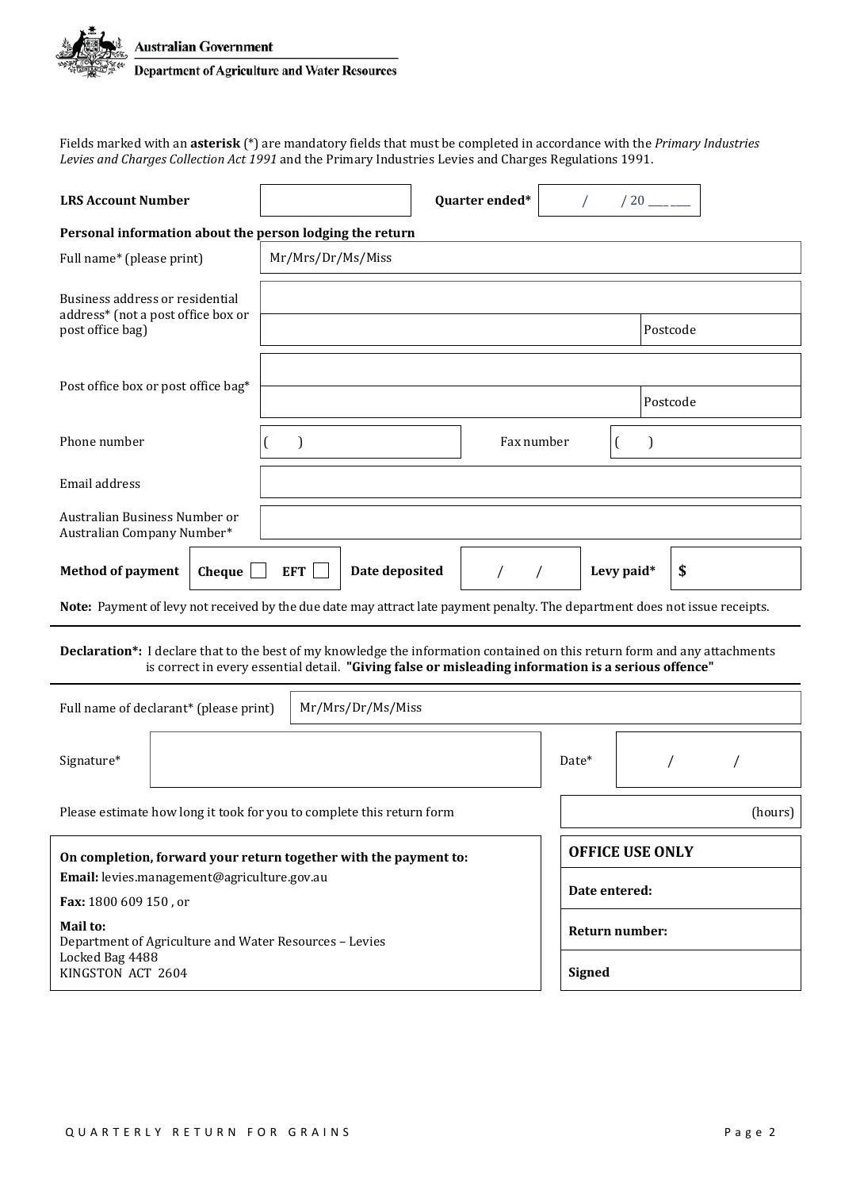**Australian Government**

**Department of Agriculture and Water Resources**

Fields marked with an **asterisk** (*) are mandatory fields that must be completed in accordance with the *Primary Industries Levies and Charges Collection Act 1991* and the Primary Industries Levies and Charges Regulations 1991.

| **LRS Account Number** | | **Quarter ended*** | / / 20 ____ |
|---|---|---|---|

**Personal information about the person lodging the return**

| | | |
|---|---|---|
| Full name* (please print) | Mr/Mrs/Dr/Ms/Miss | |
| Business address or residential address* (not a post office box or post office bag) | | |
| | | Postcode |
| Post office box or post office bag* | | |
| | | Postcode |
| Phone number | ( ) | Fax number ( ) |
| Email address | | |
| Australian Business Number or Australian Company Number* | | |

| **Method of payment** | **Cheque** ☐ **EFT** ☐ | **Date deposited** | / / | **Levy paid*** | **$** |
|---|---|---|---|---|---|

**Note:** Payment of levy not received by the due date may attract late payment penalty. The department does not issue receipts.

**Declaration*:** I declare that to the best of my knowledge the information contained on this return form and any attachments is correct in every essential detail. **"Giving false or misleading information is a serious offence"**

| | | | |
|---|---|---|---|
| Full name of declarant* (please print) | Mr/Mrs/Dr/Ms/Miss | | |
| Signature* | | Date* | / / |

Please estimate how long it took for you to complete this return form ______ (hours)

**On completion, forward your return together with the payment to:**

**Email:** levies.management@agriculture.gov.au

**Fax:** 1800 609 150 , or

**Mail to:**
Department of Agriculture and Water Resources – Levies
Locked Bag 4488
KINGSTON ACT 2604

| **OFFICE USE ONLY** |
|---|
| **Date entered:** |
| **Return number:** |
| **Signed** |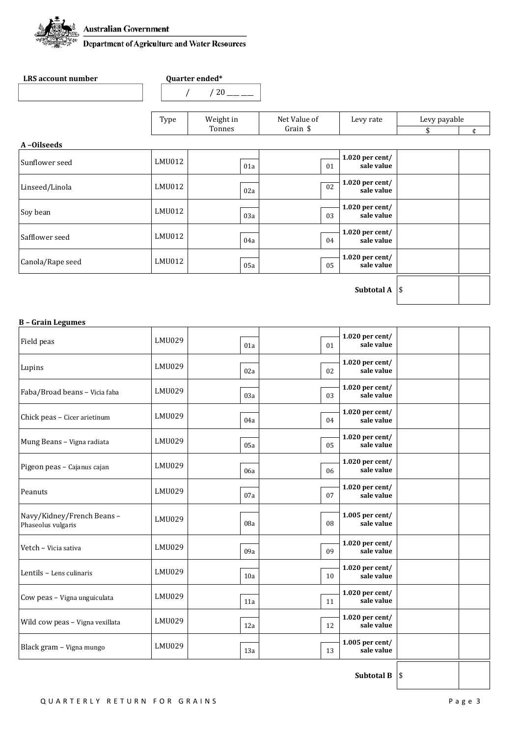Australian Government

Department of Agriculture and Water Resources

**LRS account number**

**Quarter ended***

/ / 20 ___ ___

| | Type | Weight in Tonnes | Net Value of Grain $ | Levy rate | Levy payable | |
|---|---|---|---|---|---|---|
| | | | | | $ | ¢ |
| **A –Oilseeds** | | | | | | |
| Sunflower seed | LMU012 | 01a | 01 | **1.020 per cent/ sale value** | | |
| Linseed/Linola | LMU012 | 02a | 02 | **1.020 per cent/ sale value** | | |
| Soy bean | LMU012 | 03a | 03 | **1.020 per cent/ sale value** | | |
| Safflower seed | LMU012 | 04a | 04 | **1.020 per cent/ sale value** | | |
| Canola/Rape seed | LMU012 | 05a | 05 | **1.020 per cent/ sale value** | | |
| | | | | **Subtotal A** | $ | |

**B – Grain Legumes**

| | Type | Weight in Tonnes | Net Value of Grain $ | Levy rate | Levy payable $ | ¢ |
|---|---|---|---|---|---|---|
| Field peas | LMU029 | 01a | 01 | **1.020 per cent/ sale value** | | |
| Lupins | LMU029 | 02a | 02 | **1.020 per cent/ sale value** | | |
| Faba/Broad beans – Vicia faba | LMU029 | 03a | 03 | **1.020 per cent/ sale value** | | |
| Chick peas – Cicer arietinum | LMU029 | 04a | 04 | **1.020 per cent/ sale value** | | |
| Mung Beans – Vigna radiata | LMU029 | 05a | 05 | **1.020 per cent/ sale value** | | |
| Pigeon peas – Cajanus cajan | LMU029 | 06a | 06 | **1.020 per cent/ sale value** | | |
| Peanuts | LMU029 | 07a | 07 | **1.020 per cent/ sale value** | | |
| Navy/Kidney/French Beans – Phaseolus vulgaris | LMU029 | 08a | 08 | **1.005 per cent/ sale value** | | |
| Vetch – Vicia sativa | LMU029 | 09a | 09 | **1.020 per cent/ sale value** | | |
| Lentils – Lens culinaris | LMU029 | 10a | 10 | **1.020 per cent/ sale value** | | |
| Cow peas – Vigna unguiculata | LMU029 | 11a | 11 | **1.020 per cent/ sale value** | | |
| Wild cow peas – Vigna vexillata | LMU029 | 12a | 12 | **1.020 per cent/ sale value** | | |
| Black gram – Vigna mungo | LMU029 | 13a | 13 | **1.005 per cent/ sale value** | | |
| | | | | **Subtotal B** | $ | |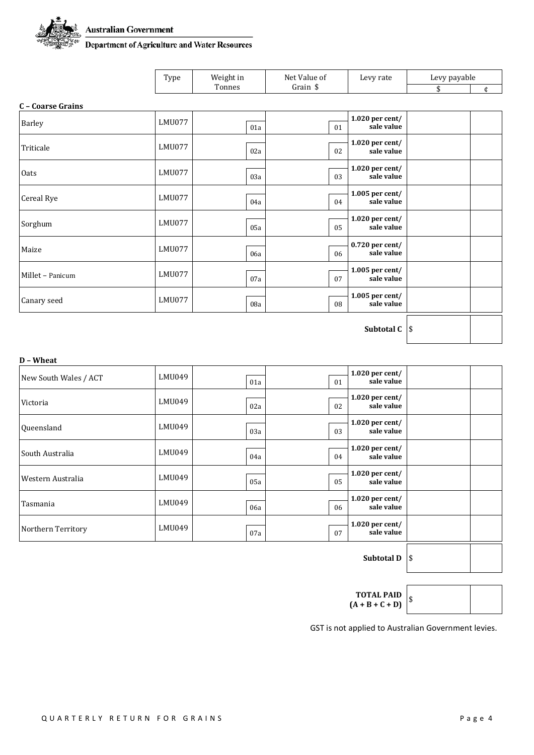**Australian Government**

**Department of Agriculture and Water Resources**

| | Type | Weight in Tonnes | | Net Value of Grain $ | | Levy rate | Levy payable | |
|---|---|---|---|---|---|---|---|---|
| | | | | | | | $ | ¢ |
| **C – Coarse Grains** | | | | | | | | |
| Barley | LMU077 | | 01a | | 01 | **1.020 per cent/ sale value** | | |
| Triticale | LMU077 | | 02a | | 02 | **1.020 per cent/ sale value** | | |
| Oats | LMU077 | | 03a | | 03 | **1.020 per cent/ sale value** | | |
| Cereal Rye | LMU077 | | 04a | | 04 | **1.005 per cent/ sale value** | | |
| Sorghum | LMU077 | | 05a | | 05 | **1.020 per cent/ sale value** | | |
| Maize | LMU077 | | 06a | | 06 | **0.720 per cent/ sale value** | | |
| Millet – Panicum | LMU077 | | 07a | | 07 | **1.005 per cent/ sale value** | | |
| Canary seed | LMU077 | | 08a | | 08 | **1.005 per cent/ sale value** | | |
| | | | | | | **Subtotal C** | $ | |
| **D – Wheat** | | | | | | | | |
| New South Wales / ACT | LMU049 | | 01a | | 01 | **1.020 per cent/ sale value** | | |
| Victoria | LMU049 | | 02a | | 02 | **1.020 per cent/ sale value** | | |
| Queensland | LMU049 | | 03a | | 03 | **1.020 per cent/ sale value** | | |
| South Australia | LMU049 | | 04a | | 04 | **1.020 per cent/ sale value** | | |
| Western Australia | LMU049 | | 05a | | 05 | **1.020 per cent/ sale value** | | |
| Tasmania | LMU049 | | 06a | | 06 | **1.020 per cent/ sale value** | | |
| Northern Territory | LMU049 | | 07a | | 07 | **1.020 per cent/ sale value** | | |
| | | | | | | **Subtotal D** | $ | |
| | | | | | | **TOTAL PAID (A + B + C + D)** | $ | |

GST is not applied to Australian Government levies.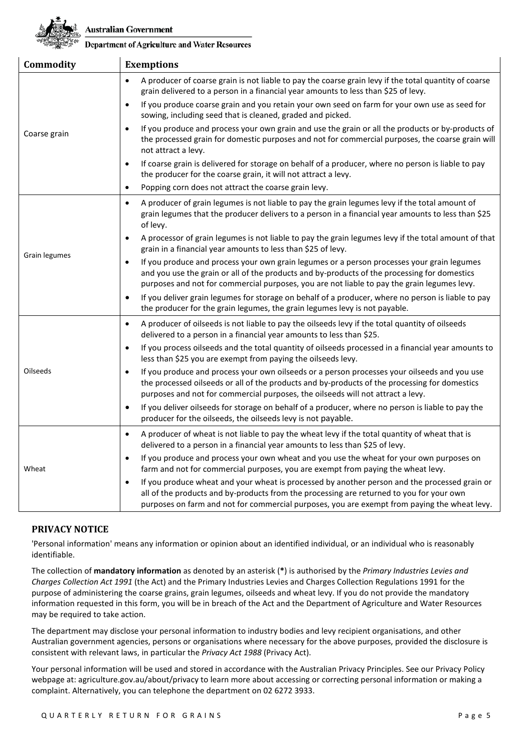| Commodity | Exemptions |
|---|---|
| Coarse grain | • A producer of coarse grain is not liable to pay the coarse grain levy if the total quantity of coarse grain delivered to a person in a financial year amounts to less than $25 of levy.<br>• If you produce coarse grain and you retain your own seed on farm for your own use as seed for sowing, including seed that is cleaned, graded and picked.<br>• If you produce and process your own grain and use the grain or all the products or by-products of the processed grain for domestic purposes and not for commercial purposes, the coarse grain will not attract a levy.<br>• If coarse grain is delivered for storage on behalf of a producer, where no person is liable to pay the producer for the coarse grain, it will not attract a levy.<br>• Popping corn does not attract the coarse grain levy. |
| Grain legumes | • A producer of grain legumes is not liable to pay the grain legumes levy if the total amount of grain legumes that the producer delivers to a person in a financial year amounts to less than $25 of levy.<br>• A processor of grain legumes is not liable to pay the grain legumes levy if the total amount of that grain in a financial year amounts to less than $25 of levy.<br>• If you produce and process your own grain legumes or a person processes your grain legumes and you use the grain or all of the products and by-products of the processing for domestics purposes and not for commercial purposes, you are not liable to pay the grain legumes levy.<br>• If you deliver grain legumes for storage on behalf of a producer, where no person is liable to pay the producer for the grain legumes, the grain legumes levy is not payable. |
| Oilseeds | • A producer of oilseeds is not liable to pay the oilseeds levy if the total quantity of oilseeds delivered to a person in a financial year amounts to less than $25.<br>• If you process oilseeds and the total quantity of oilseeds processed in a financial year amounts to less than $25 you are exempt from paying the oilseeds levy.<br>• If you produce and process your own oilseeds or a person processes your oilseeds and you use the processed oilseeds or all of the products and by-products of the processing for domestics purposes and not for commercial purposes, the oilseeds will not attract a levy.<br>• If you deliver oilseeds for storage on behalf of a producer, where no person is liable to pay the producer for the oilseeds, the oilseeds levy is not payable. |
| Wheat | • A producer of wheat is not liable to pay the wheat levy if the total quantity of wheat that is delivered to a person in a financial year amounts to less than $25 of levy.<br>• If you produce and process your own wheat and you use the wheat for your own purposes on farm and not for commercial purposes, you are exempt from paying the wheat levy.<br>• If you produce wheat and your wheat is processed by another person and the processed grain or all of the products and by-products from the processing are returned to you for your own purposes on farm and not for commercial purposes, you are exempt from paying the wheat levy. |

## PRIVACY NOTICE

'Personal information' means any information or opinion about an identified individual, or an individual who is reasonably identifiable.

The collection of **mandatory information** as denoted by an asterisk (**\***) is authorised by the *Primary Industries Levies and Charges Collection Act 1991* (the Act) and the Primary Industries Levies and Charges Collection Regulations 1991 for the purpose of administering the coarse grains, grain legumes, oilseeds and wheat levy. If you do not provide the mandatory information requested in this form, you will be in breach of the Act and the Department of Agriculture and Water Resources may be required to take action.

The department may disclose your personal information to industry bodies and levy recipient organisations, and other Australian government agencies, persons or organisations where necessary for the above purposes, provided the disclosure is consistent with relevant laws, in particular the *Privacy Act 1988* (Privacy Act).

Your personal information will be used and stored in accordance with the Australian Privacy Principles. See our Privacy Policy webpage at: agriculture.gov.au/about/privacy to learn more about accessing or correcting personal information or making a complaint. Alternatively, you can telephone the department on 02 6272 3933.